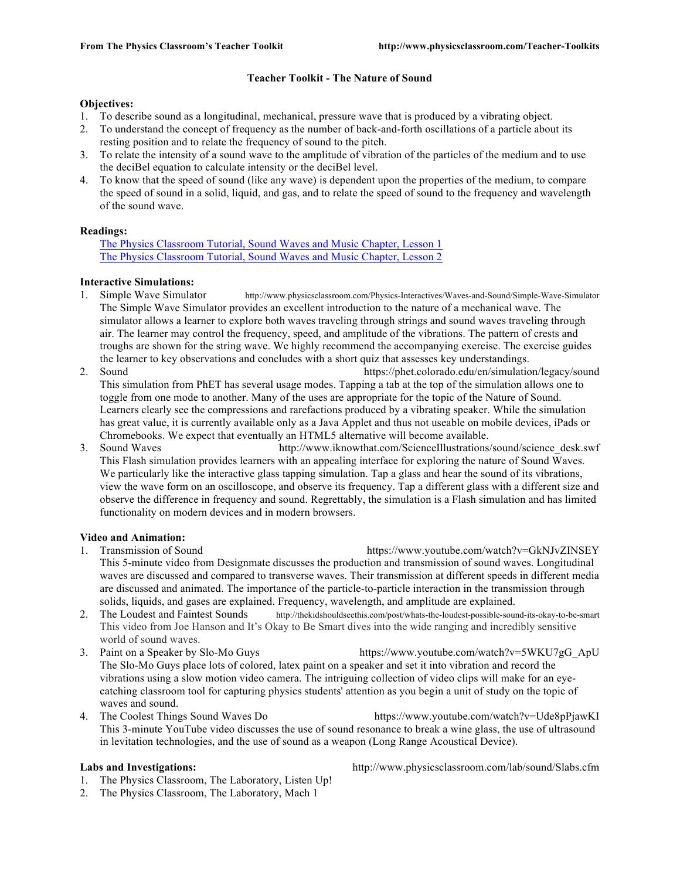# Teacher Toolkit - The Nature of Sound

**Objectives:**

1. To describe sound as a longitudinal, mechanical, pressure wave that is produced by a vibrating object.
2. To understand the concept of frequency as the number of back-and-forth oscillations of a particle about its resting position and to relate the frequency of sound to the pitch.
3. To relate the intensity of a sound wave to the amplitude of vibration of the particles of the medium and to use the deciBel equation to calculate intensity or the deciBel level.
4. To know that the speed of sound (like any wave) is dependent upon the properties of the medium, to compare the speed of sound in a solid, liquid, and gas, and to relate the speed of sound to the frequency and wavelength of the sound wave.

**Readings:**

[The Physics Classroom Tutorial, Sound Waves and Music Chapter, Lesson 1](#)
[The Physics Classroom Tutorial, Sound Waves and Music Chapter, Lesson 2](#)

**Interactive Simulations:**

1. Simple Wave Simulator http://www.physicsclassroom.com/Physics-Interactives/Waves-and-Sound/Simple-Wave-Simulator
   The Simple Wave Simulator provides an excellent introduction to the nature of a mechanical wave. The simulator allows a learner to explore both waves traveling through strings and sound waves traveling through air. The learner may control the frequency, speed, and amplitude of the vibrations. The pattern of crests and troughs are shown for the string wave. We highly recommend the accompanying exercise. The exercise guides the learner to key observations and concludes with a short quiz that assesses key understandings.
2. Sound https://phet.colorado.edu/en/simulation/legacy/sound
   This simulation from PhET has several usage modes. Tapping a tab at the top of the simulation allows one to toggle from one mode to another. Many of the uses are appropriate for the topic of the Nature of Sound. Learners clearly see the compressions and rarefactions produced by a vibrating speaker. While the simulation has great value, it is currently available only as a Java Applet and thus not useable on mobile devices, iPads or Chromebooks. We expect that eventually an HTML5 alternative will become available.
3. Sound Waves http://www.iknowthat.com/ScienceIllustrations/sound/science_desk.swf
   This Flash simulation provides learners with an appealing interface for exploring the nature of Sound Waves. We particularly like the interactive glass tapping simulation. Tap a glass and hear the sound of its vibrations, view the wave form on an oscilloscope, and observe its frequency. Tap a different glass with a different size and observe the difference in frequency and sound. Regrettably, the simulation is a Flash simulation and has limited functionality on modern devices and in modern browsers.

**Video and Animation:**

1. Transmission of Sound https://www.youtube.com/watch?v=GkNJvZINSEY
   This 5-minute video from Designmate discusses the production and transmission of sound waves. Longitudinal waves are discussed and compared to transverse waves. Their transmission at different speeds in different media are discussed and animated. The importance of the particle-to-particle interaction in the transmission through solids, liquids, and gases are explained. Frequency, wavelength, and amplitude are explained.
2. The Loudest and Faintest Sounds http://thekidshouldseethis.com/post/whats-the-loudest-possible-sound-its-okay-to-be-smart
   This video from Joe Hanson and It's Okay to Be Smart dives into the wide ranging and incredibly sensitive world of sound waves.
3. Paint on a Speaker by Slo-Mo Guys https://www.youtube.com/watch?v=5WKU7gG_ApU
   The Slo-Mo Guys place lots of colored, latex paint on a speaker and set it into vibration and record the vibrations using a slow motion video camera. The intriguing collection of video clips will make for an eye-catching classroom tool for capturing physics students' attention as you begin a unit of study on the topic of waves and sound.
4. The Coolest Things Sound Waves Do https://www.youtube.com/watch?v=Ude8pPjawKI
   This 3-minute YouTube video discusses the use of sound resonance to break a wine glass, the use of ultrasound in levitation technologies, and the use of sound as a weapon (Long Range Acoustical Device).

**Labs and Investigations:** http://www.physicsclassroom.com/lab/sound/Slabs.cfm

1. The Physics Classroom, The Laboratory, Listen Up!
2. The Physics Classroom, The Laboratory, Mach 1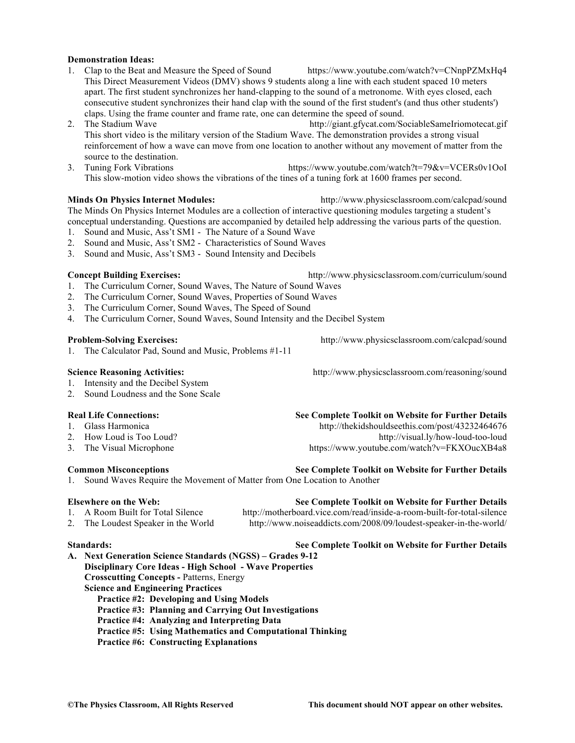**Demonstration Ideas:**

1. Clap to the Beat and Measure the Speed of Sound https://www.youtube.com/watch?v=CNnpPZMxHq4
   This Direct Measurement Videos (DMV) shows 9 students along a line with each student spaced 10 meters apart. The first student synchronizes her hand-clapping to the sound of a metronome. With eyes closed, each consecutive student synchronizes their hand clap with the sound of the first student's (and thus other students') claps. Using the frame counter and frame rate, one can determine the speed of sound.
2. The Stadium Wave http://giant.gfycat.com/SociableSameIriomotecat.gif
   This short video is the military version of the Stadium Wave. The demonstration provides a strong visual reinforcement of how a wave can move from one location to another without any movement of matter from the source to the destination.
3. Tuning Fork Vibrations https://www.youtube.com/watch?t=79&v=VCERs0v1OoI
   This slow-motion video shows the vibrations of the tines of a tuning fork at 1600 frames per second.

**Minds On Physics Internet Modules:** http://www.physicsclassroom.com/calcpad/sound

The Minds On Physics Internet Modules are a collection of interactive questioning modules targeting a student's conceptual understanding. Questions are accompanied by detailed help addressing the various parts of the question.

1. Sound and Music, Ass't SM1 - The Nature of a Sound Wave
2. Sound and Music, Ass't SM2 - Characteristics of Sound Waves
3. Sound and Music, Ass't SM3 - Sound Intensity and Decibels

**Concept Building Exercises:** http://www.physicsclassroom.com/curriculum/sound

1. The Curriculum Corner, Sound Waves, The Nature of Sound Waves
2. The Curriculum Corner, Sound Waves, Properties of Sound Waves
3. The Curriculum Corner, Sound Waves, The Speed of Sound
4. The Curriculum Corner, Sound Waves, Sound Intensity and the Decibel System

**Problem-Solving Exercises:** http://www.physicsclassroom.com/calcpad/sound

1. The Calculator Pad, Sound and Music, Problems #1-11

**Science Reasoning Activities:** http://www.physicsclassroom.com/reasoning/sound

1. Intensity and the Decibel System
2. Sound Loudness and the Sone Scale

**Real Life Connections:** **See Complete Toolkit on Website for Further Details**

1. Glass Harmonica http://thekidshouldseethis.com/post/43232464676
2. How Loud is Too Loud? http://visual.ly/how-loud-too-loud
3. The Visual Microphone https://www.youtube.com/watch?v=FKXOucXB4a8

**Common Misconceptions** **See Complete Toolkit on Website for Further Details**

1. Sound Waves Require the Movement of Matter from One Location to Another

**Elsewhere on the Web:** **See Complete Toolkit on Website for Further Details**

1. A Room Built for Total Silence http://motherboard.vice.com/read/inside-a-room-built-for-total-silence
2. The Loudest Speaker in the World http://www.noiseaddicts.com/2008/09/loudest-speaker-in-the-world/

**Standards:** **See Complete Toolkit on Website for Further Details**

**A. Next Generation Science Standards (NGSS) – Grades 9-12**
**Disciplinary Core Ideas - High School - Wave Properties**
**Crosscutting Concepts -** Patterns, Energy
**Science and Engineering Practices**
- **Practice #2: Developing and Using Models**
- **Practice #3: Planning and Carrying Out Investigations**
- **Practice #4: Analyzing and Interpreting Data**
- **Practice #5: Using Mathematics and Computational Thinking**
- **Practice #6: Constructing Explanations**

**©The Physics Classroom, All Rights Reserved** **This document should NOT appear on other websites.**